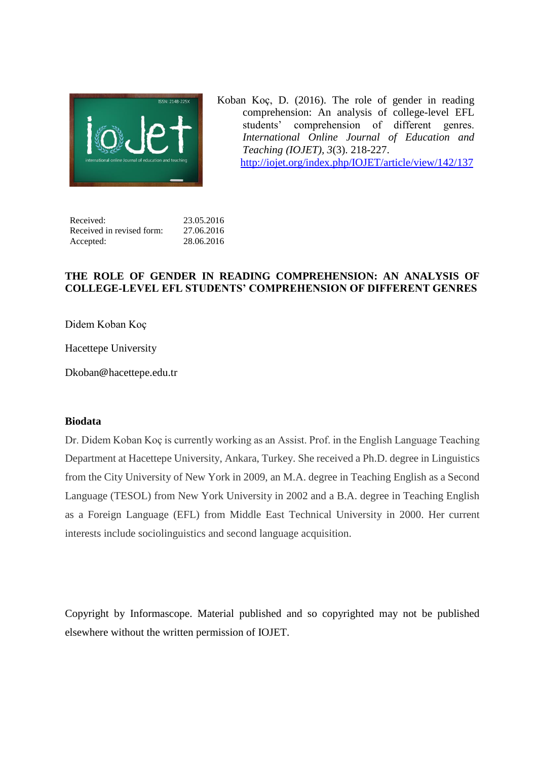Koban Koç, D. (2016). The role of gender in reading comprehension: An analysis of college-level EFL students' comprehension of different genres. *International Online Journal of Education and Teaching (IOJET), 3*(3). 218-227.
http://iojet.org/index.php/IOJET/article/view/142/137

| | |
|---|---|
| Received: | 23.05.2016 |
| Received in revised form: | 27.06.2016 |
| Accepted: | 28.06.2016 |

# THE ROLE OF GENDER IN READING COMPREHENSION: AN ANALYSIS OF COLLEGE-LEVEL EFL STUDENTS' COMPREHENSION OF DIFFERENT GENRES

Didem Koban Koç

Hacettepe University

Dkoban@hacettepe.edu.tr

**Biodata**

Dr. Didem Koban Koç is currently working as an Assist. Prof. in the English Language Teaching Department at Hacettepe University, Ankara, Turkey. She received a Ph.D. degree in Linguistics from the City University of New York in 2009, an M.A. degree in Teaching English as a Second Language (TESOL) from New York University in 2002 and a B.A. degree in Teaching English as a Foreign Language (EFL) from Middle East Technical University in 2000. Her current interests include sociolinguistics and second language acquisition.

Copyright by Informascope. Material published and so copyrighted may not be published elsewhere without the written permission of IOJET.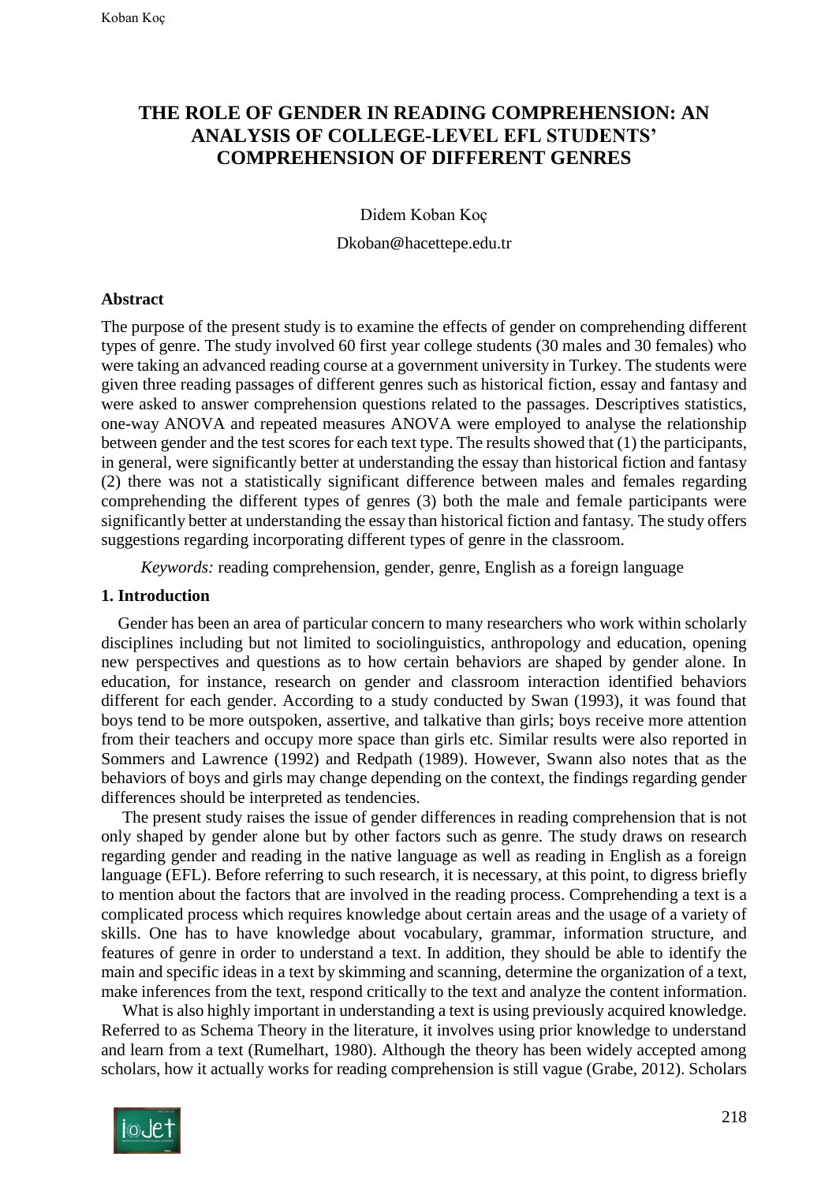# THE ROLE OF GENDER IN READING COMPREHENSION: AN ANALYSIS OF COLLEGE-LEVEL EFL STUDENTS' COMPREHENSION OF DIFFERENT GENRES

Didem Koban Koç

Dkoban@hacettepe.edu.tr

## Abstract

The purpose of the present study is to examine the effects of gender on comprehending different types of genre. The study involved 60 first year college students (30 males and 30 females) who were taking an advanced reading course at a government university in Turkey. The students were given three reading passages of different genres such as historical fiction, essay and fantasy and were asked to answer comprehension questions related to the passages. Descriptives statistics, one-way ANOVA and repeated measures ANOVA were employed to analyse the relationship between gender and the test scores for each text type. The results showed that (1) the participants, in general, were significantly better at understanding the essay than historical fiction and fantasy (2) there was not a statistically significant difference between males and females regarding comprehending the different types of genres (3) both the male and female participants were significantly better at understanding the essay than historical fiction and fantasy. The study offers suggestions regarding incorporating different types of genre in the classroom.

*Keywords:* reading comprehension, gender, genre, English as a foreign language

## 1. Introduction

Gender has been an area of particular concern to many researchers who work within scholarly disciplines including but not limited to sociolinguistics, anthropology and education, opening new perspectives and questions as to how certain behaviors are shaped by gender alone. In education, for instance, research on gender and classroom interaction identified behaviors different for each gender. According to a study conducted by Swan (1993), it was found that boys tend to be more outspoken, assertive, and talkative than girls; boys receive more attention from their teachers and occupy more space than girls etc. Similar results were also reported in Sommers and Lawrence (1992) and Redpath (1989). However, Swann also notes that as the behaviors of boys and girls may change depending on the context, the findings regarding gender differences should be interpreted as tendencies.

The present study raises the issue of gender differences in reading comprehension that is not only shaped by gender alone but by other factors such as genre. The study draws on research regarding gender and reading in the native language as well as reading in English as a foreign language (EFL). Before referring to such research, it is necessary, at this point, to digress briefly to mention about the factors that are involved in the reading process. Comprehending a text is a complicated process which requires knowledge about certain areas and the usage of a variety of skills. One has to have knowledge about vocabulary, grammar, information structure, and features of genre in order to understand a text. In addition, they should be able to identify the main and specific ideas in a text by skimming and scanning, determine the organization of a text, make inferences from the text, respond critically to the text and analyze the content information.

What is also highly important in understanding a text is using previously acquired knowledge. Referred to as Schema Theory in the literature, it involves using prior knowledge to understand and learn from a text (Rumelhart, 1980). Although the theory has been widely accepted among scholars, how it actually works for reading comprehension is still vague (Grabe, 2012). Scholars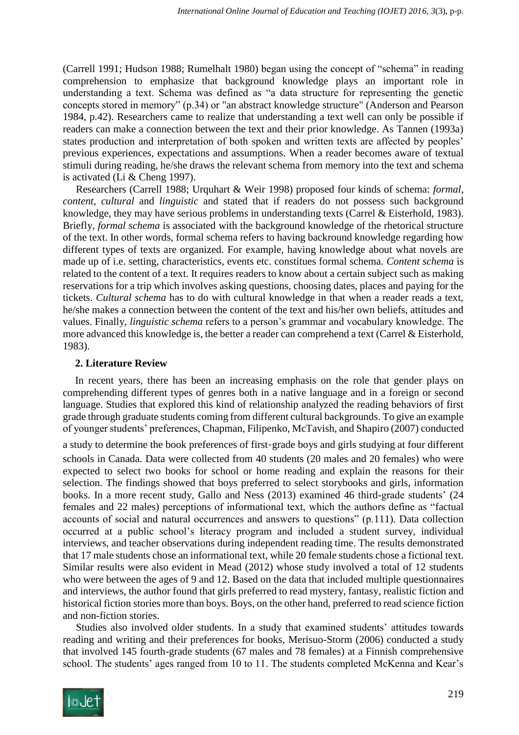(Carrell 1991; Hudson 1988; Rumelhalt 1980) began using the concept of "schema" in reading comprehension to emphasize that background knowledge plays an important role in understanding a text. Schema was defined as "a data structure for representing the genetic concepts stored in memory" (p.34) or "an abstract knowledge structure" (Anderson and Pearson 1984, p.42). Researchers came to realize that understanding a text well can only be possible if readers can make a connection between the text and their prior knowledge. As Tannen (1993a) states production and interpretation of both spoken and written texts are affected by peoples' previous experiences, expectations and assumptions. When a reader becomes aware of textual stimuli during reading, he/she draws the relevant schema from memory into the text and schema is activated (Li & Cheng 1997).

Researchers (Carrell 1988; Urquhart & Weir 1998) proposed four kinds of schema: *formal*, *content*, *cultural* and *linguistic* and stated that if readers do not possess such background knowledge, they may have serious problems in understanding texts (Carrel & Eisterhold, 1983). Briefly, *formal schema* is associated with the background knowledge of the rhetorical structure of the text. In other words, formal schema refers to having backround knowledge regarding how different types of texts are organized. For example, having knowledge about what novels are made up of i.e. setting, characteristics, events etc. constitues formal schema. *Content schema* is related to the content of a text. It requires readers to know about a certain subject such as making reservations for a trip which involves asking questions, choosing dates, places and paying for the tickets. *Cultural schema* has to do with cultural knowledge in that when a reader reads a text, he/she makes a connection between the content of the text and his/her own beliefs, attitudes and values. Finally, *linguistic schema* refers to a person's grammar and vocabulary knowledge. The more advanced this knowledge is, the better a reader can comprehend a text (Carrel & Eisterhold, 1983).

## 2. Literature Review

In recent years, there has been an increasing emphasis on the role that gender plays on comprehending different types of genres both in a native language and in a foreign or second language. Studies that explored this kind of relationship analyzed the reading behaviors of first grade through graduate students coming from different cultural backgrounds. To give an example of younger students' preferences, Chapman, Filipenko, McTavish, and Shapiro (2007) conducted a study to determine the book preferences of first-grade boys and girls studying at four different schools in Canada. Data were collected from 40 students (20 males and 20 females) who were expected to select two books for school or home reading and explain the reasons for their selection. The findings showed that boys preferred to select storybooks and girls, information books. In a more recent study, Gallo and Ness (2013) examined 46 third-grade students' (24 females and 22 males) perceptions of informational text, which the authors define as "factual accounts of social and natural occurrences and answers to questions" (p.111). Data collection occurred at a public school's literacy program and included a student survey, individual interviews, and teacher observations during independent reading time. The results demonstrated that 17 male students chose an informational text, while 20 female students chose a fictional text. Similar results were also evident in Mead (2012) whose study involved a total of 12 students who were between the ages of 9 and 12. Based on the data that included multiple questionnaires and interviews, the author found that girls preferred to read mystery, fantasy, realistic fiction and historical fiction stories more than boys. Boys, on the other hand, preferred to read science fiction and non-fiction stories.

Studies also involved older students. In a study that examined students' attitudes towards reading and writing and their preferences for books, Merisuo-Storm (2006) conducted a study that involved 145 fourth-grade students (67 males and 78 females) at a Finnish comprehensive school. The students' ages ranged from 10 to 11. The students completed McKenna and Kear's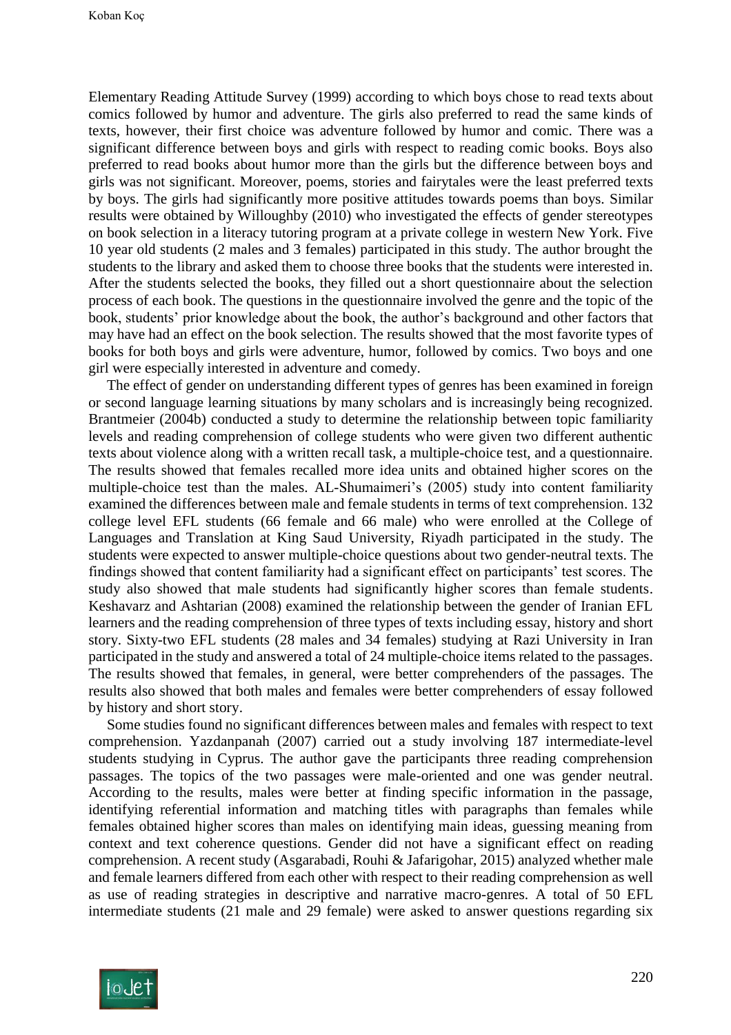Elementary Reading Attitude Survey (1999) according to which boys chose to read texts about comics followed by humor and adventure. The girls also preferred to read the same kinds of texts, however, their first choice was adventure followed by humor and comic. There was a significant difference between boys and girls with respect to reading comic books. Boys also preferred to read books about humor more than the girls but the difference between boys and girls was not significant. Moreover, poems, stories and fairytales were the least preferred texts by boys. The girls had significantly more positive attitudes towards poems than boys. Similar results were obtained by Willoughby (2010) who investigated the effects of gender stereotypes on book selection in a literacy tutoring program at a private college in western New York. Five 10 year old students (2 males and 3 females) participated in this study. The author brought the students to the library and asked them to choose three books that the students were interested in. After the students selected the books, they filled out a short questionnaire about the selection process of each book. The questions in the questionnaire involved the genre and the topic of the book, students' prior knowledge about the book, the author's background and other factors that may have had an effect on the book selection. The results showed that the most favorite types of books for both boys and girls were adventure, humor, followed by comics. Two boys and one girl were especially interested in adventure and comedy.

The effect of gender on understanding different types of genres has been examined in foreign or second language learning situations by many scholars and is increasingly being recognized. Brantmeier (2004b) conducted a study to determine the relationship between topic familiarity levels and reading comprehension of college students who were given two different authentic texts about violence along with a written recall task, a multiple-choice test, and a questionnaire. The results showed that females recalled more idea units and obtained higher scores on the multiple-choice test than the males. AL-Shumaimeri's (2005) study into content familiarity examined the differences between male and female students in terms of text comprehension. 132 college level EFL students (66 female and 66 male) who were enrolled at the College of Languages and Translation at King Saud University, Riyadh participated in the study. The students were expected to answer multiple-choice questions about two gender-neutral texts. The findings showed that content familiarity had a significant effect on participants' test scores. The study also showed that male students had significantly higher scores than female students. Keshavarz and Ashtarian (2008) examined the relationship between the gender of Iranian EFL learners and the reading comprehension of three types of texts including essay, history and short story. Sixty-two EFL students (28 males and 34 females) studying at Razi University in Iran participated in the study and answered a total of 24 multiple-choice items related to the passages. The results showed that females, in general, were better comprehenders of the passages. The results also showed that both males and females were better comprehenders of essay followed by history and short story.

Some studies found no significant differences between males and females with respect to text comprehension. Yazdanpanah (2007) carried out a study involving 187 intermediate-level students studying in Cyprus. The author gave the participants three reading comprehension passages. The topics of the two passages were male-oriented and one was gender neutral. According to the results, males were better at finding specific information in the passage, identifying referential information and matching titles with paragraphs than females while females obtained higher scores than males on identifying main ideas, guessing meaning from context and text coherence questions. Gender did not have a significant effect on reading comprehension. A recent study (Asgarabadi, Rouhi & Jafarigohar, 2015) analyzed whether male and female learners differed from each other with respect to their reading comprehension as well as use of reading strategies in descriptive and narrative macro-genres. A total of 50 EFL intermediate students (21 male and 29 female) were asked to answer questions regarding six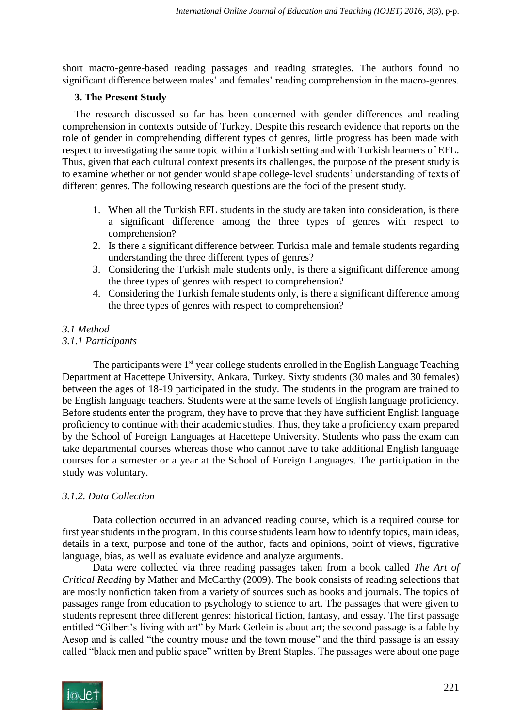short macro-genre-based reading passages and reading strategies. The authors found no significant difference between males' and females' reading comprehension in the macro-genres.

## 3. The Present Study

The research discussed so far has been concerned with gender differences and reading comprehension in contexts outside of Turkey. Despite this research evidence that reports on the role of gender in comprehending different types of genres, little progress has been made with respect to investigating the same topic within a Turkish setting and with Turkish learners of EFL. Thus, given that each cultural context presents its challenges, the purpose of the present study is to examine whether or not gender would shape college-level students' understanding of texts of different genres. The following research questions are the foci of the present study.

1. When all the Turkish EFL students in the study are taken into consideration, is there a significant difference among the three types of genres with respect to comprehension?
2. Is there a significant difference between Turkish male and female students regarding understanding the three different types of genres?
3. Considering the Turkish male students only, is there a significant difference among the three types of genres with respect to comprehension?
4. Considering the Turkish female students only, is there a significant difference among the three types of genres with respect to comprehension?

### *3.1 Method*

#### *3.1.1 Participants*

The participants were 1st year college students enrolled in the English Language Teaching Department at Hacettepe University, Ankara, Turkey. Sixty students (30 males and 30 females) between the ages of 18-19 participated in the study. The students in the program are trained to be English language teachers. Students were at the same levels of English language proficiency. Before students enter the program, they have to prove that they have sufficient English language proficiency to continue with their academic studies. Thus, they take a proficiency exam prepared by the School of Foreign Languages at Hacettepe University. Students who pass the exam can take departmental courses whereas those who cannot have to take additional English language courses for a semester or a year at the School of Foreign Languages. The participation in the study was voluntary.

#### *3.1.2. Data Collection*

Data collection occurred in an advanced reading course, which is a required course for first year students in the program. In this course students learn how to identify topics, main ideas, details in a text, purpose and tone of the author, facts and opinions, point of views, figurative language, bias, as well as evaluate evidence and analyze arguments.

Data were collected via three reading passages taken from a book called *The Art of Critical Reading* by Mather and McCarthy (2009). The book consists of reading selections that are mostly nonfiction taken from a variety of sources such as books and journals. The topics of passages range from education to psychology to science to art. The passages that were given to students represent three different genres: historical fiction, fantasy, and essay. The first passage entitled "Gilbert's living with art" by Mark Getlein is about art; the second passage is a fable by Aesop and is called "the country mouse and the town mouse" and the third passage is an essay called "black men and public space" written by Brent Staples. The passages were about one page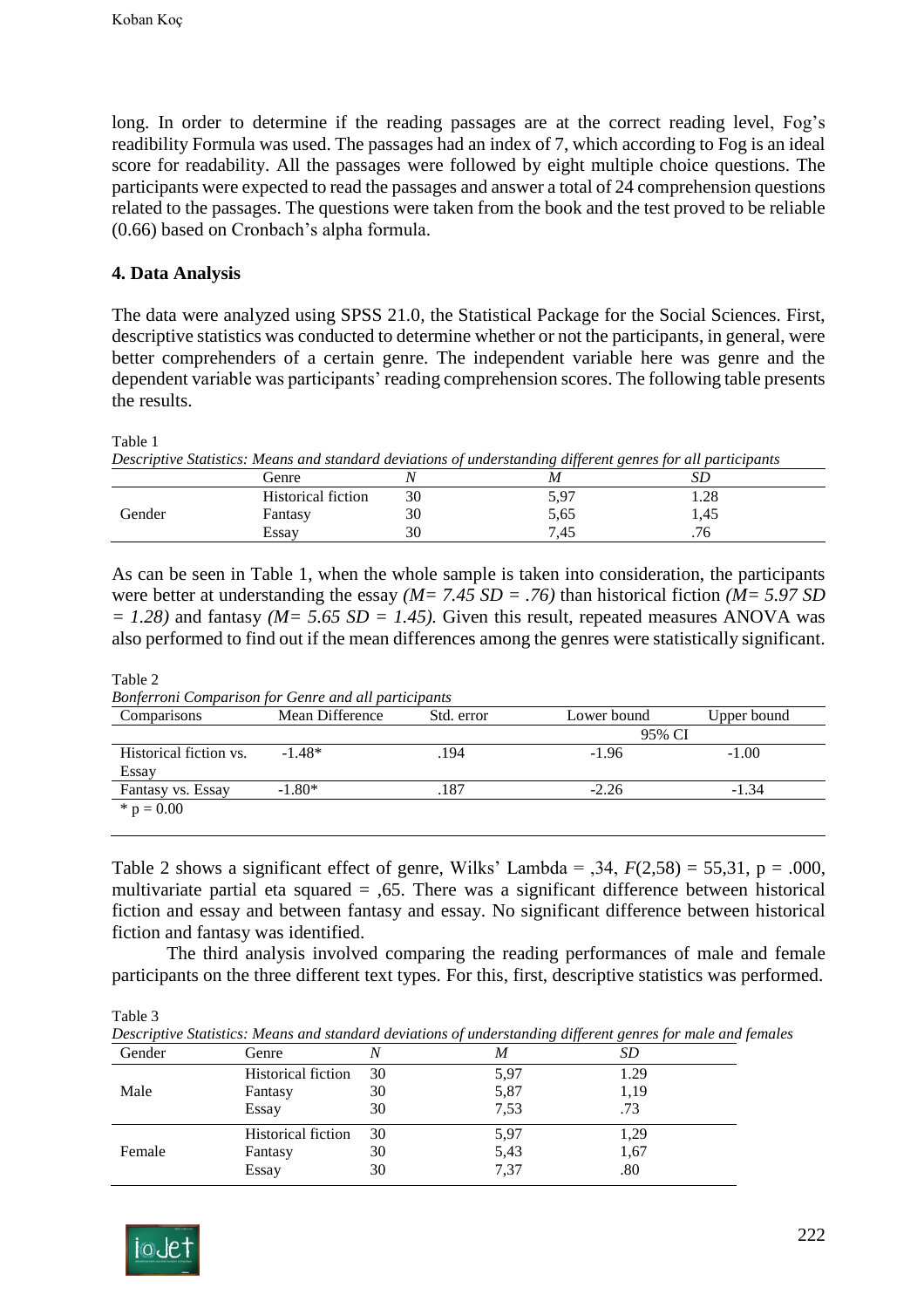long. In order to determine if the reading passages are at the correct reading level, Fog's readibility Formula was used. The passages had an index of 7, which according to Fog is an ideal score for readability. All the passages were followed by eight multiple choice questions. The participants were expected to read the passages and answer a total of 24 comprehension questions related to the passages. The questions were taken from the book and the test proved to be reliable (0.66) based on Cronbach's alpha formula.

## 4. Data Analysis

The data were analyzed using SPSS 21.0, the Statistical Package for the Social Sciences. First, descriptive statistics was conducted to determine whether or not the participants, in general, were better comprehenders of a certain genre. The independent variable here was genre and the dependent variable was participants' reading comprehension scores. The following table presents the results.

Table 1
*Descriptive Statistics: Means and standard deviations of understanding different genres for all participants*

| | Genre | *N* | *M* | *SD* |
|---|---|---|---|---|
| Gender | Historical fiction | 30 | 5,97 | 1.28 |
| | Fantasy | 30 | 5,65 | 1,45 |
| | Essay | 30 | 7,45 | .76 |

As can be seen in Table 1, when the whole sample is taken into consideration, the participants were better at understanding the essay *(M= 7.45 SD = .76)* than historical fiction *(M= 5.97 SD = 1.28)* and fantasy *(M= 5.65 SD = 1.45).* Given this result, repeated measures ANOVA was also performed to find out if the mean differences among the genres were statistically significant.

Table 2
*Bonferroni Comparison for Genre and all participants*

| Comparisons | Mean Difference | Std. error | Lower bound | Upper bound |
|---|---|---|---|---|
| | | | 95% CI | |
| Historical fiction vs. Essay | -1.48* | .194 | -1.96 | -1.00 |
| Fantasy vs. Essay | -1.80* | .187 | -2.26 | -1.34 |

\* p = 0.00

Table 2 shows a significant effect of genre, Wilks' Lambda = ,34, $F(2,58) = 55,31$, p = .000, multivariate partial eta squared = ,65. There was a significant difference between historical fiction and essay and between fantasy and essay. No significant difference between historical fiction and fantasy was identified.

The third analysis involved comparing the reading performances of male and female participants on the three different text types. For this, first, descriptive statistics was performed.

Table 3
*Descriptive Statistics: Means and standard deviations of understanding different genres for male and females*

| Gender | Genre | *N* | *M* | *SD* |
|---|---|---|---|---|
| Male | Historical fiction | 30 | 5,97 | 1.29 |
| | Fantasy | 30 | 5,87 | 1,19 |
| | Essay | 30 | 7,53 | .73 |
| Female | Historical fiction | 30 | 5,97 | 1,29 |
| | Fantasy | 30 | 5,43 | 1,67 |
| | Essay | 30 | 7,37 | .80 |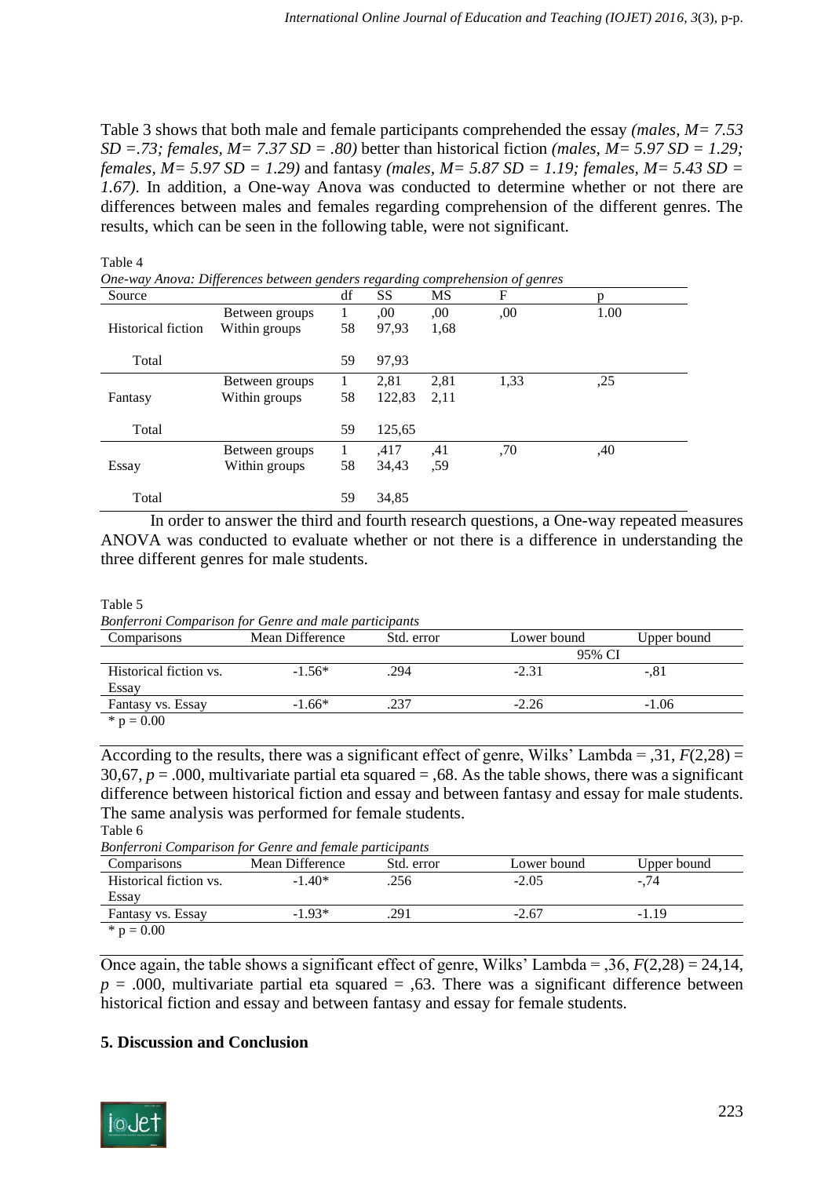Table 3 shows that both male and female participants comprehended the essay *(males, M= 7.53 SD =.73; females, M= 7.37 SD = .80)* better than historical fiction *(males, M= 5.97 SD = 1.29; females, M= 5.97 SD = 1.29)* and fantasy *(males, M= 5.87 SD = 1.19; females, M= 5.43 SD = 1.67)*. In addition, a One-way Anova was conducted to determine whether or not there are differences between males and females regarding comprehension of the different genres. The results, which can be seen in the following table, were not significant.

Table 4

*One-way Anova: Differences between genders regarding comprehension of genres*

| Source | | df | SS | MS | F | p |
|---|---|---|---|---|---|---|
| | Between groups | 1 | ,00 | ,00 | ,00 | 1.00 |
| Historical fiction | Within groups | 58 | 97,93 | 1,68 | | |
| Total | | 59 | 97,93 | | | |
| | Between groups | 1 | 2,81 | 2,81 | 1,33 | ,25 |
| Fantasy | Within groups | 58 | 122,83 | 2,11 | | |
| Total | | 59 | 125,65 | | | |
| | Between groups | 1 | ,417 | ,41 | ,70 | ,40 |
| Essay | Within groups | 58 | 34,43 | ,59 | | |
| Total | | 59 | 34,85 | | | |

In order to answer the third and fourth research questions, a One-way repeated measures ANOVA was conducted to evaluate whether or not there is a difference in understanding the three different genres for male students.

Table 5

*Bonferroni Comparison for Genre and male participants*

| Comparisons | Mean Difference | Std. error | Lower bound | Upper bound |
|---|---|---|---|---|
| | | | 95% CI | |
| Historical fiction vs. Essay | -1.56* | .294 | -2.31 | -,81 |
| Fantasy vs. Essay | -1.66* | .237 | -2.26 | -1.06 |

\* p = 0.00

According to the results, there was a significant effect of genre, Wilks' Lambda = ,31, $F(2,28)$ = 30,67, $p$ = .000, multivariate partial eta squared = ,68. As the table shows, there was a significant difference between historical fiction and essay and between fantasy and essay for male students. The same analysis was performed for female students.

Table 6

*Bonferroni Comparison for Genre and female participants*

| Comparisons | Mean Difference | Std. error | Lower bound | Upper bound |
|---|---|---|---|---|
| Historical fiction vs. Essay | -1.40* | .256 | -2.05 | -,74 |
| Fantasy vs. Essay | -1.93* | .291 | -2.67 | -1.19 |

\* p = 0.00

Once again, the table shows a significant effect of genre, Wilks' Lambda = ,36, $F(2,28)$ = 24,14, $p$ = .000, multivariate partial eta squared = ,63. There was a significant difference between historical fiction and essay and between fantasy and essay for female students.

## 5. Discussion and Conclusion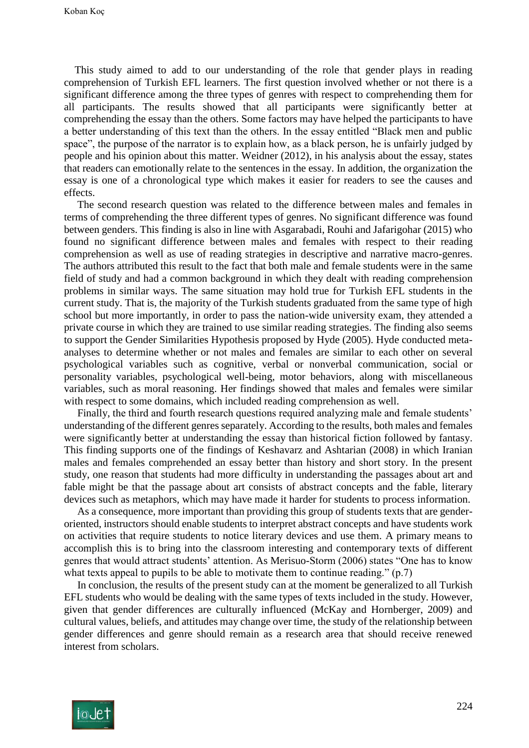This study aimed to add to our understanding of the role that gender plays in reading comprehension of Turkish EFL learners. The first question involved whether or not there is a significant difference among the three types of genres with respect to comprehending them for all participants. The results showed that all participants were significantly better at comprehending the essay than the others. Some factors may have helped the participants to have a better understanding of this text than the others. In the essay entitled "Black men and public space", the purpose of the narrator is to explain how, as a black person, he is unfairly judged by people and his opinion about this matter. Weidner (2012), in his analysis about the essay, states that readers can emotionally relate to the sentences in the essay. In addition, the organization the essay is one of a chronological type which makes it easier for readers to see the causes and effects.

The second research question was related to the difference between males and females in terms of comprehending the three different types of genres. No significant difference was found between genders. This finding is also in line with Asgarabadi, Rouhi and Jafarigohar (2015) who found no significant difference between males and females with respect to their reading comprehension as well as use of reading strategies in descriptive and narrative macro-genres. The authors attributed this result to the fact that both male and female students were in the same field of study and had a common background in which they dealt with reading comprehension problems in similar ways. The same situation may hold true for Turkish EFL students in the current study. That is, the majority of the Turkish students graduated from the same type of high school but more importantly, in order to pass the nation-wide university exam, they attended a private course in which they are trained to use similar reading strategies. The finding also seems to support the Gender Similarities Hypothesis proposed by Hyde (2005). Hyde conducted meta-analyses to determine whether or not males and females are similar to each other on several psychological variables such as cognitive, verbal or nonverbal communication, social or personality variables, psychological well-being, motor behaviors, along with miscellaneous variables, such as moral reasoning. Her findings showed that males and females were similar with respect to some domains, which included reading comprehension as well.

Finally, the third and fourth research questions required analyzing male and female students' understanding of the different genres separately. According to the results, both males and females were significantly better at understanding the essay than historical fiction followed by fantasy. This finding supports one of the findings of Keshavarz and Ashtarian (2008) in which Iranian males and females comprehended an essay better than history and short story. In the present study, one reason that students had more difficulty in understanding the passages about art and fable might be that the passage about art consists of abstract concepts and the fable, literary devices such as metaphors, which may have made it harder for students to process information.

As a consequence, more important than providing this group of students texts that are gender-oriented, instructors should enable students to interpret abstract concepts and have students work on activities that require students to notice literary devices and use them. A primary means to accomplish this is to bring into the classroom interesting and contemporary texts of different genres that would attract students' attention. As Merisuo-Storm (2006) states "One has to know what texts appeal to pupils to be able to motivate them to continue reading." (p.7)

In conclusion, the results of the present study can at the moment be generalized to all Turkish EFL students who would be dealing with the same types of texts included in the study. However, given that gender differences are culturally influenced (McKay and Hornberger, 2009) and cultural values, beliefs, and attitudes may change over time, the study of the relationship between gender differences and genre should remain as a research area that should receive renewed interest from scholars.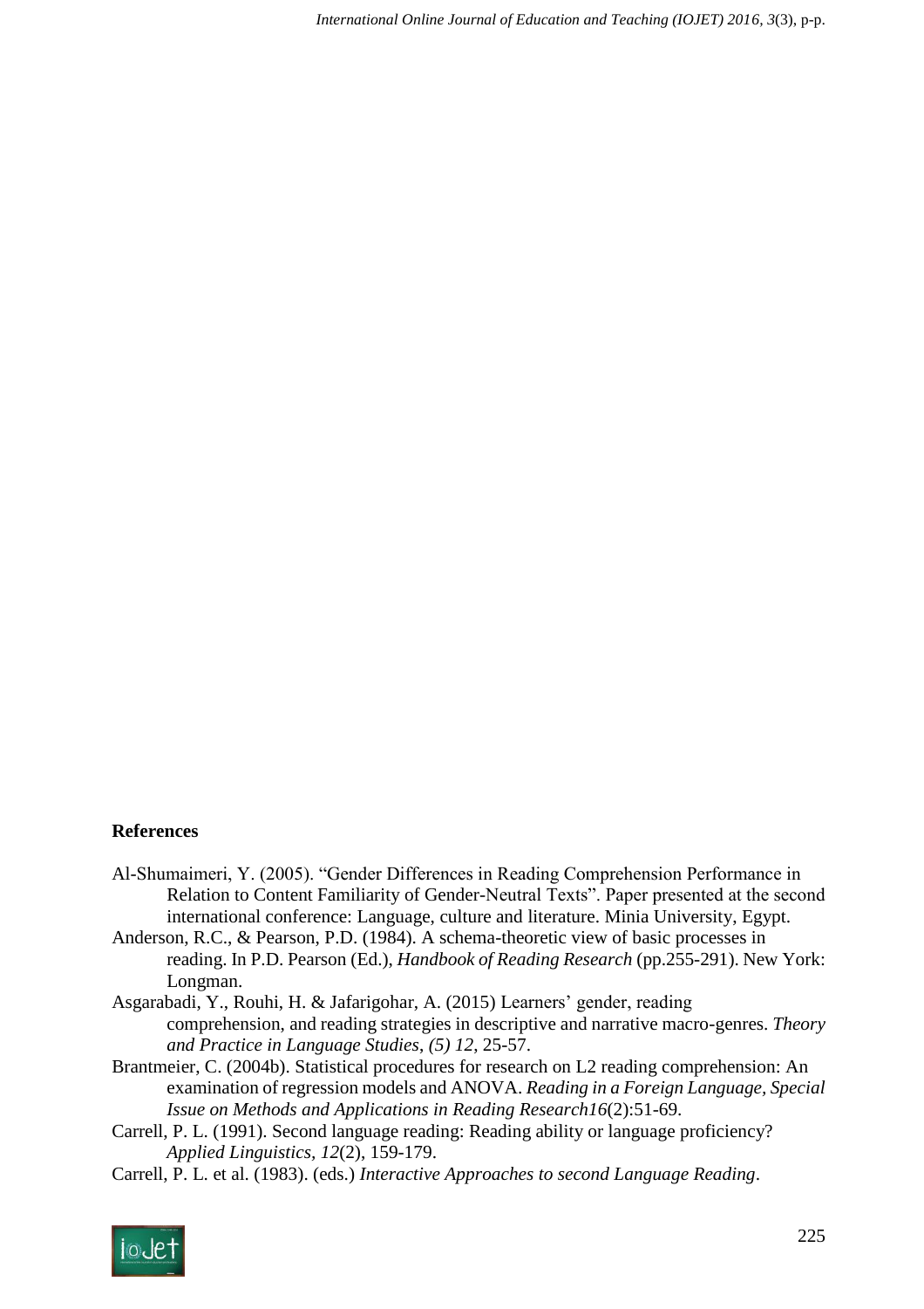**References**

Al-Shumaimeri, Y. (2005). "Gender Differences in Reading Comprehension Performance in Relation to Content Familiarity of Gender-Neutral Texts". Paper presented at the second international conference: Language, culture and literature. Minia University, Egypt.

Anderson, R.C., & Pearson, P.D. (1984). A schema-theoretic view of basic processes in reading. In P.D. Pearson (Ed.), *Handbook of Reading Research* (pp.255-291). New York: Longman.

Asgarabadi, Y., Rouhi, H. & Jafarigohar, A. (2015) Learners' gender, reading comprehension, and reading strategies in descriptive and narrative macro-genres. *Theory and Practice in Language Studies*, *(5) 12*, 25-57.

Brantmeier, C. (2004b). Statistical procedures for research on L2 reading comprehension: An examination of regression models and ANOVA. *Reading in a Foreign Language, Special Issue on Methods and Applications in Reading Research16*(2):51-69.

Carrell, P. L. (1991). Second language reading: Reading ability or language proficiency? *Applied Linguistics*, *12*(2), 159-179.

Carrell, P. L. et al. (1983). (eds.) *Interactive Approaches to second Language Reading*.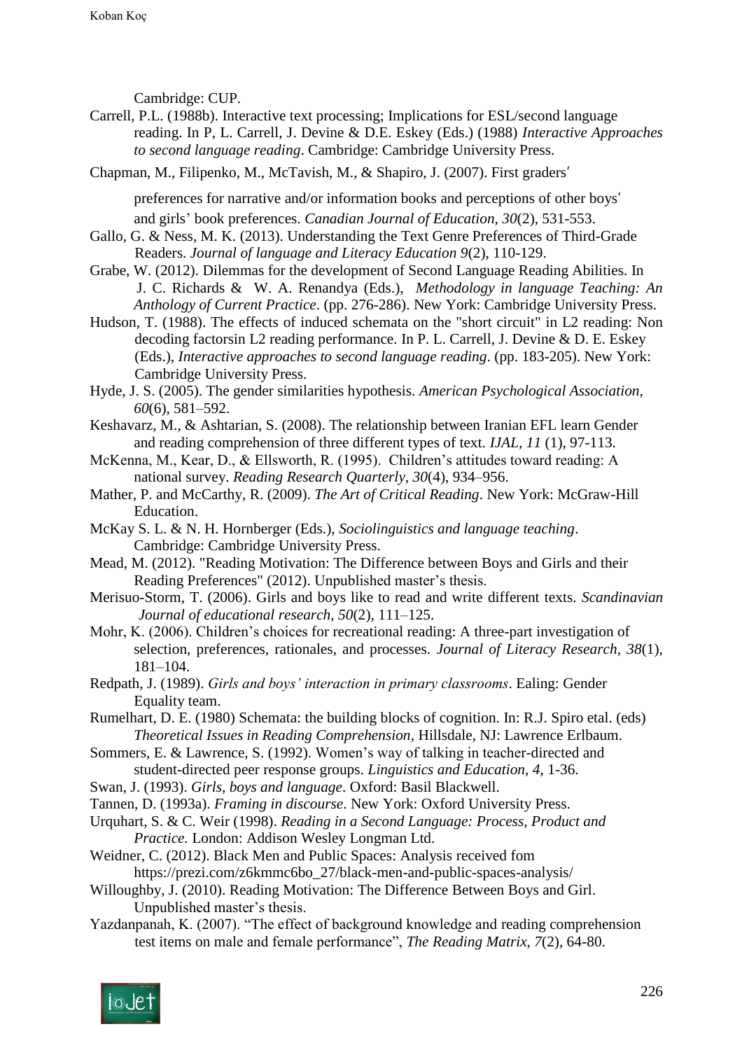Cambridge: CUP.

Carrell, P.L. (1988b). Interactive text processing; Implications for ESL/second language reading. In P, L. Carrell, J. Devine & D.E. Eskey (Eds.) (1988) *Interactive Approaches to second language reading*. Cambridge: Cambridge University Press.

Chapman, M., Filipenko, M., McTavish, M., & Shapiro, J. (2007). First graders′ preferences for narrative and/or information books and perceptions of other boys′ and girls' book preferences. *Canadian Journal of Education, 30*(2), 531-553.

Gallo, G. & Ness, M. K. (2013). Understanding the Text Genre Preferences of Third-Grade Readers. *Journal of language and Literacy Education 9*(2), 110-129.

Grabe, W. (2012). Dilemmas for the development of Second Language Reading Abilities. In J. C. Richards & W. A. Renandya (Eds.), *Methodology in language Teaching: An Anthology of Current Practice*. (pp. 276-286). New York: Cambridge University Press.

Hudson, T. (1988). The effects of induced schemata on the "short circuit" in L2 reading: Non decoding factorsin L2 reading performance. In P. L. Carrell, J. Devine & D. E. Eskey (Eds.), *Interactive approaches to second language reading*. (pp. 183-205). New York: Cambridge University Press.

Hyde, J. S. (2005). The gender similarities hypothesis. *American Psychological Association, 60*(6), 581–592.

Keshavarz, M., & Ashtarian, S. (2008). The relationship between Iranian EFL learn Gender and reading comprehension of three different types of text. *IJAL, 11* (1), 97-113.

McKenna, M., Kear, D., & Ellsworth, R. (1995). Children's attitudes toward reading: A national survey. *Reading Research Quarterly, 30*(4), 934–956.

Mather, P. and McCarthy, R. (2009). *The Art of Critical Reading*. New York: McGraw-Hill Education.

McKay S. L. & N. H. Hornberger (Eds.), *Sociolinguistics and language teaching*. Cambridge: Cambridge University Press.

Mead, M. (2012). "Reading Motivation: The Difference between Boys and Girls and their Reading Preferences" (2012). Unpublished master's thesis.

Merisuo-Storm, T. (2006). Girls and boys like to read and write different texts. *Scandinavian Journal of educational research, 50*(2), 111–125.

Mohr, K. (2006). Children's choices for recreational reading: A three-part investigation of selection, preferences, rationales, and processes. *Journal of Literacy Research, 38*(1), 181–104.

Redpath, J. (1989). *Girls and boys' interaction in primary classrooms*. Ealing: Gender Equality team.

Rumelhart, D. E. (1980) Schemata: the building blocks of cognition. In: R.J. Spiro etal. (eds) *Theoretical Issues in Reading Comprehension*, Hillsdale, NJ: Lawrence Erlbaum.

Sommers, E. & Lawrence, S. (1992). Women's way of talking in teacher-directed and student-directed peer response groups. *Linguistics and Education, 4*, 1-36.

Swan, J. (1993). *Girls, boys and language*. Oxford: Basil Blackwell.

Tannen, D. (1993a). *Framing in discourse*. New York: Oxford University Press.

Urquhart, S. & C. Weir (1998). *Reading in a Second Language: Process, Product and Practice.* London: Addison Wesley Longman Ltd.

Weidner, C. (2012). Black Men and Public Spaces: Analysis received fom https://prezi.com/z6kmmc6bo_27/black-men-and-public-spaces-analysis/

Willoughby, J. (2010). Reading Motivation: The Difference Between Boys and Girl. Unpublished master's thesis.

Yazdanpanah, K. (2007). "The effect of background knowledge and reading comprehension test items on male and female performance", *The Reading Matrix, 7*(2), 64-80.